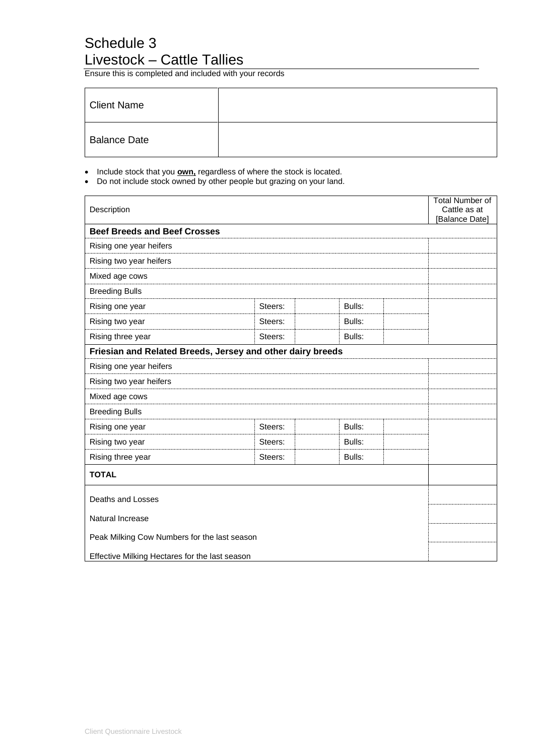# Schedule 3
# Livestock – Cattle Tallies

Ensure this is completed and included with your records

| Client Name | |
|---|---|
| Balance Date | |

- Include stock that you **own,** regardless of where the stock is located.
- Do not include stock owned by other people but grazing on your land.

| Description | | | | | Total Number of Cattle as at [Balance Date] |
|---|---|---|---|---|---|
| **Beef Breeds and Beef Crosses** | | | | | |
| Rising one year heifers | | | | | |
| Rising two year heifers | | | | | |
| Mixed age cows | | | | | |
| Breeding Bulls | | | | | |
| Rising one year | Steers: | | Bulls: | | |
| Rising two year | Steers: | | Bulls: | | |
| Rising three year | Steers: | | Bulls: | | |
| **Friesian and Related Breeds, Jersey and other dairy breeds** | | | | | |
| Rising one year heifers | | | | | |
| Rising two year heifers | | | | | |
| Mixed age cows | | | | | |
| Breeding Bulls | | | | | |
| Rising one year | Steers: | | Bulls: | | |
| Rising two year | Steers: | | Bulls: | | |
| Rising three year | Steers: | | Bulls: | | |
| **TOTAL** | | | | | |
| Deaths and Losses | | | | | |
| Natural Increase | | | | | |
| Peak Milking Cow Numbers for the last season | | | | | |
| Effective Milking Hectares for the last season | | | | | |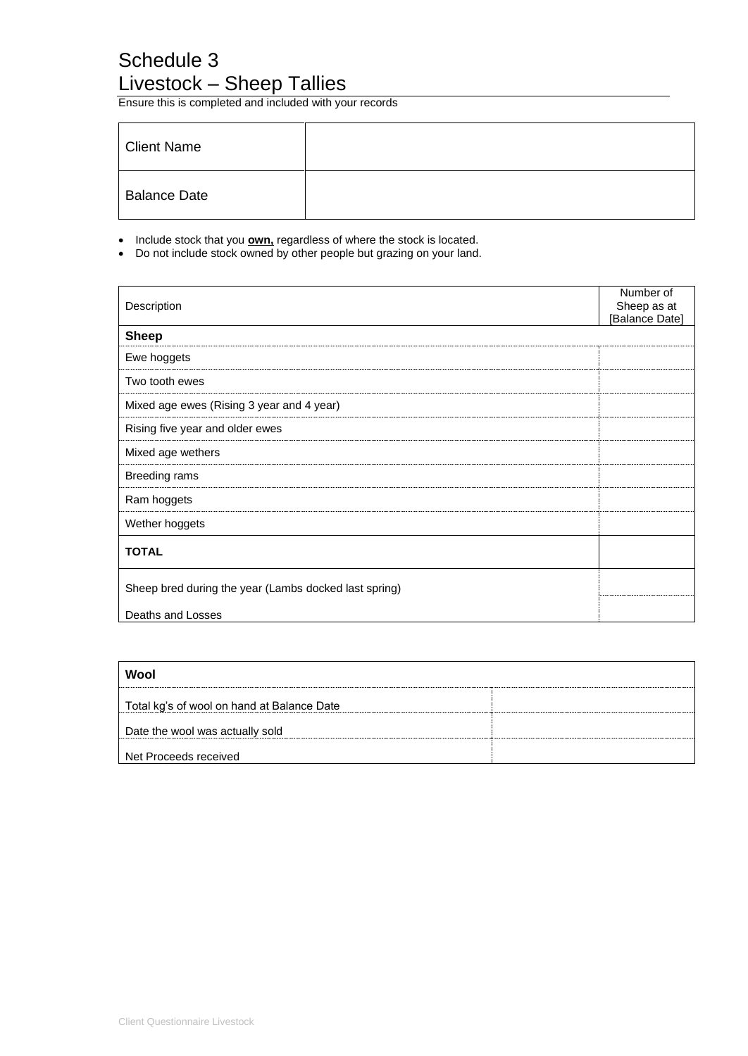# Schedule 3
# Livestock – Sheep Tallies

Ensure this is completed and included with your records

| Client Name | |
|---|---|
| Balance Date | |

- Include stock that you **own,** regardless of where the stock is located.
- Do not include stock owned by other people but grazing on your land.

| Description | Number of Sheep as at [Balance Date] |
|---|---|
| **Sheep** | |
| Ewe hoggets | |
| Two tooth ewes | |
| Mixed age ewes (Rising 3 year and 4 year) | |
| Rising five year and older ewes | |
| Mixed age wethers | |
| Breeding rams | |
| Ram hoggets | |
| Wether hoggets | |
| **TOTAL** | |
| Sheep bred during the year (Lambs docked last spring) | |
| Deaths and Losses | |

| **Wool** | |
|---|---|
| Total kg's of wool on hand at Balance Date | |
| Date the wool was actually sold | |
| Net Proceeds received | |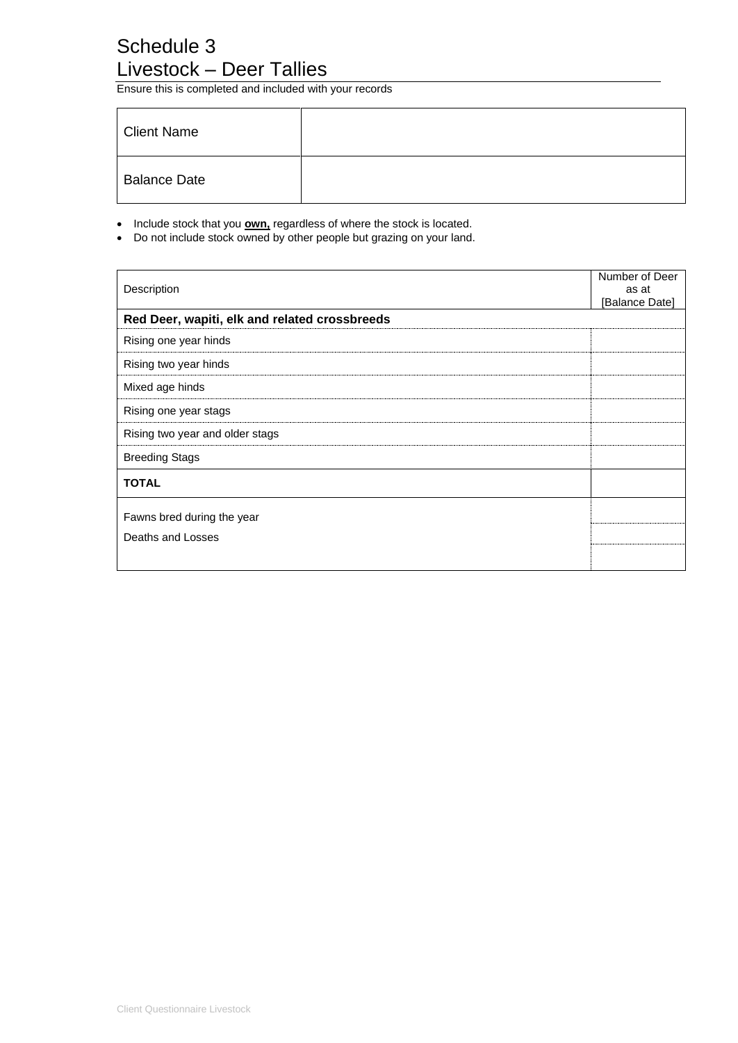# Schedule 3
# Livestock – Deer Tallies

Ensure this is completed and included with your records

| | |
|---|---|
| Client Name | |
| Balance Date | |

- Include stock that you **own,** regardless of where the stock is located.
- Do not include stock owned by other people but grazing on your land.

| Description | Number of Deer as at [Balance Date] |
|---|---|
| **Red Deer, wapiti, elk and related crossbreeds** | |
| Rising one year hinds | |
| Rising two year hinds | |
| Mixed age hinds | |
| Rising one year stags | |
| Rising two year and older stags | |
| Breeding Stags | |
| **TOTAL** | |
| Fawns bred during the year | |
| Deaths and Losses | |
| | |